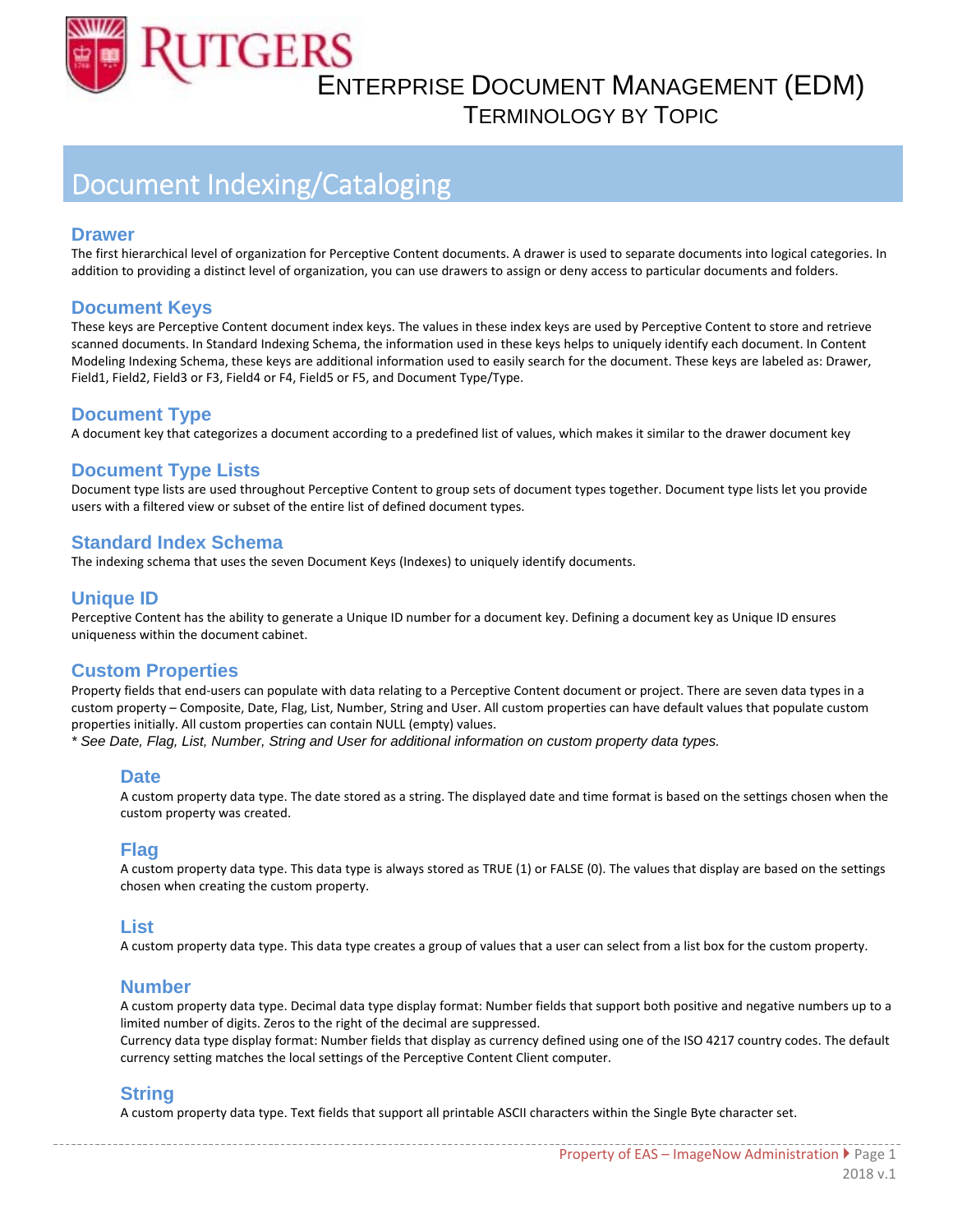# Enterprise Document Management (EDM)

## Terminology by Topic

# Document Indexing/Cataloging

### Drawer

The first hierarchical level of organization for Perceptive Content documents. A drawer is used to separate documents into logical categories. In addition to providing a distinct level of organization, you can use drawers to assign or deny access to particular documents and folders.

### Document Keys

These keys are Perceptive Content document index keys. The values in these index keys are used by Perceptive Content to store and retrieve scanned documents. In Standard Indexing Schema, the information used in these keys helps to uniquely identify each document. In Content Modeling Indexing Schema, these keys are additional information used to easily search for the document. These keys are labeled as: Drawer, Field1, Field2, Field3 or F3, Field4 or F4, Field5 or F5, and Document Type/Type.

### Document Type

A document key that categorizes a document according to a predefined list of values, which makes it similar to the drawer document key

### Document Type Lists

Document type lists are used throughout Perceptive Content to group sets of document types together. Document type lists let you provide users with a filtered view or subset of the entire list of defined document types.

### Standard Index Schema

The indexing schema that uses the seven Document Keys (Indexes) to uniquely identify documents.

### Unique ID

Perceptive Content has the ability to generate a Unique ID number for a document key. Defining a document key as Unique ID ensures uniqueness within the document cabinet.

### Custom Properties

Property fields that end-users can populate with data relating to a Perceptive Content document or project. There are seven data types in a custom property – Composite, Date, Flag, List, Number, String and User. All custom properties can have default values that populate custom properties initially. All custom properties can contain NULL (empty) values.

*\* See Date, Flag, List, Number, String and User for additional information on custom property data types.*

#### Date

A custom property data type. The date stored as a string. The displayed date and time format is based on the settings chosen when the custom property was created.

#### Flag

A custom property data type. This data type is always stored as TRUE (1) or FALSE (0). The values that display are based on the settings chosen when creating the custom property.

#### List

A custom property data type. This data type creates a group of values that a user can select from a list box for the custom property.

#### Number

A custom property data type. Decimal data type display format: Number fields that support both positive and negative numbers up to a limited number of digits. Zeros to the right of the decimal are suppressed.

Currency data type display format: Number fields that display as currency defined using one of the ISO 4217 country codes. The default currency setting matches the local settings of the Perceptive Content Client computer.

#### String

A custom property data type. Text fields that support all printable ASCII characters within the Single Byte character set.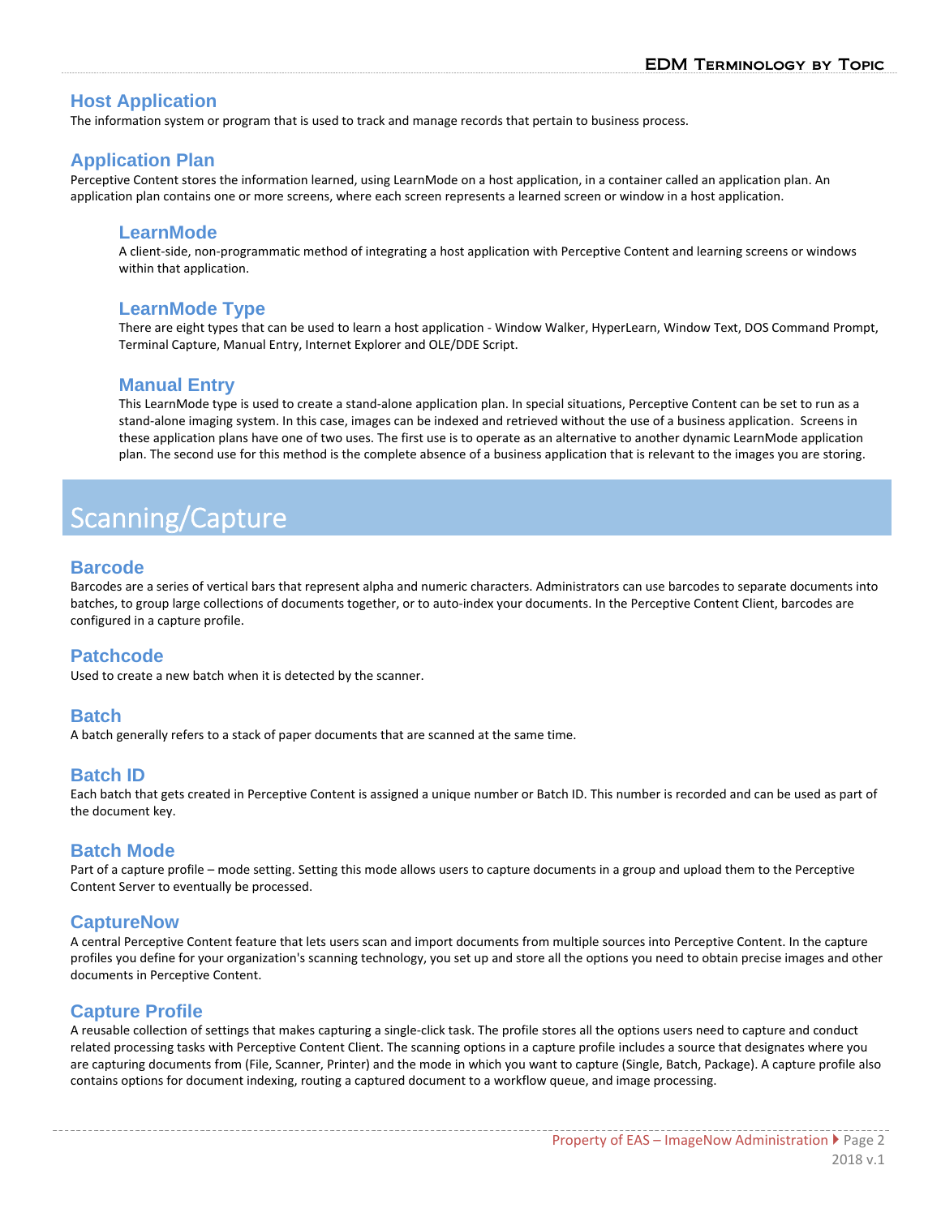## Host Application

The information system or program that is used to track and manage records that pertain to business process.

## Application Plan

Perceptive Content stores the information learned, using LearnMode on a host application, in a container called an application plan. An application plan contains one or more screens, where each screen represents a learned screen or window in a host application.

### LearnMode

A client-side, non-programmatic method of integrating a host application with Perceptive Content and learning screens or windows within that application.

### LearnMode Type

There are eight types that can be used to learn a host application - Window Walker, HyperLearn, Window Text, DOS Command Prompt, Terminal Capture, Manual Entry, Internet Explorer and OLE/DDE Script.

### Manual Entry

This LearnMode type is used to create a stand-alone application plan. In special situations, Perceptive Content can be set to run as a stand-alone imaging system. In this case, images can be indexed and retrieved without the use of a business application. Screens in these application plans have one of two uses. The first use is to operate as an alternative to another dynamic LearnMode application plan. The second use for this method is the complete absence of a business application that is relevant to the images you are storing.

# Scanning/Capture

## Barcode

Barcodes are a series of vertical bars that represent alpha and numeric characters. Administrators can use barcodes to separate documents into batches, to group large collections of documents together, or to auto-index your documents. In the Perceptive Content Client, barcodes are configured in a capture profile.

## Patchcode

Used to create a new batch when it is detected by the scanner.

## Batch

A batch generally refers to a stack of paper documents that are scanned at the same time.

## Batch ID

Each batch that gets created in Perceptive Content is assigned a unique number or Batch ID. This number is recorded and can be used as part of the document key.

## Batch Mode

Part of a capture profile – mode setting. Setting this mode allows users to capture documents in a group and upload them to the Perceptive Content Server to eventually be processed.

## CaptureNow

A central Perceptive Content feature that lets users scan and import documents from multiple sources into Perceptive Content. In the capture profiles you define for your organization's scanning technology, you set up and store all the options you need to obtain precise images and other documents in Perceptive Content.

## Capture Profile

A reusable collection of settings that makes capturing a single-click task. The profile stores all the options users need to capture and conduct related processing tasks with Perceptive Content Client. The scanning options in a capture profile includes a source that designates where you are capturing documents from (File, Scanner, Printer) and the mode in which you want to capture (Single, Batch, Package). A capture profile also contains options for document indexing, routing a captured document to a workflow queue, and image processing.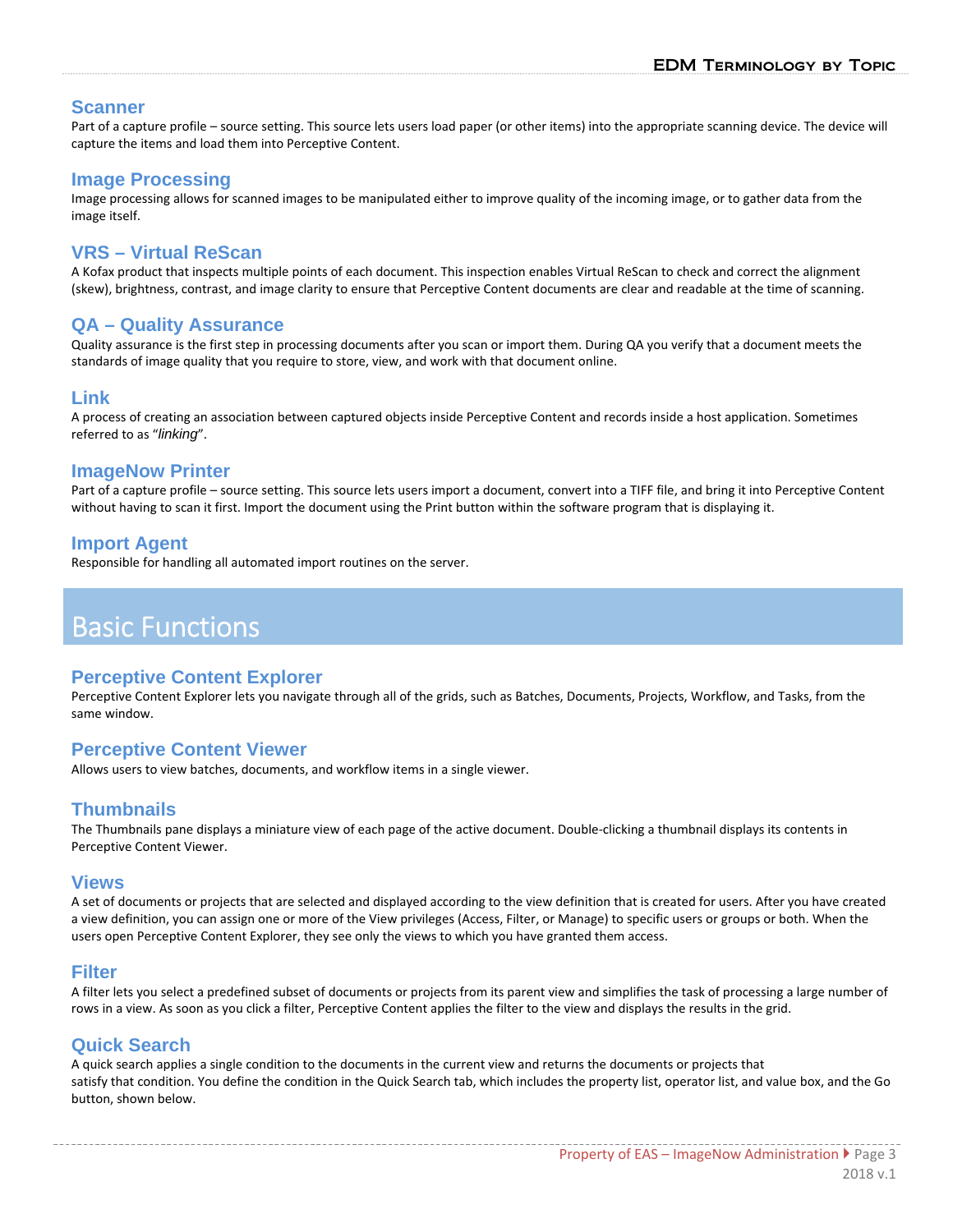### Scanner

Part of a capture profile – source setting. This source lets users load paper (or other items) into the appropriate scanning device. The device will capture the items and load them into Perceptive Content.

### Image Processing

Image processing allows for scanned images to be manipulated either to improve quality of the incoming image, or to gather data from the image itself.

### VRS – Virtual ReScan

A Kofax product that inspects multiple points of each document. This inspection enables Virtual ReScan to check and correct the alignment (skew), brightness, contrast, and image clarity to ensure that Perceptive Content documents are clear and readable at the time of scanning.

### QA – Quality Assurance

Quality assurance is the first step in processing documents after you scan or import them. During QA you verify that a document meets the standards of image quality that you require to store, view, and work with that document online.

### Link

A process of creating an association between captured objects inside Perceptive Content and records inside a host application. Sometimes referred to as "*linking*".

### ImageNow Printer

Part of a capture profile – source setting. This source lets users import a document, convert into a TIFF file, and bring it into Perceptive Content without having to scan it first. Import the document using the Print button within the software program that is displaying it.

### Import Agent

Responsible for handling all automated import routines on the server.

## Basic Functions

### Perceptive Content Explorer

Perceptive Content Explorer lets you navigate through all of the grids, such as Batches, Documents, Projects, Workflow, and Tasks, from the same window.

### Perceptive Content Viewer

Allows users to view batches, documents, and workflow items in a single viewer.

### Thumbnails

The Thumbnails pane displays a miniature view of each page of the active document. Double-clicking a thumbnail displays its contents in Perceptive Content Viewer.

### Views

A set of documents or projects that are selected and displayed according to the view definition that is created for users. After you have created a view definition, you can assign one or more of the View privileges (Access, Filter, or Manage) to specific users or groups or both. When the users open Perceptive Content Explorer, they see only the views to which you have granted them access.

### Filter

A filter lets you select a predefined subset of documents or projects from its parent view and simplifies the task of processing a large number of rows in a view. As soon as you click a filter, Perceptive Content applies the filter to the view and displays the results in the grid.

### Quick Search

A quick search applies a single condition to the documents in the current view and returns the documents or projects that satisfy that condition. You define the condition in the Quick Search tab, which includes the property list, operator list, and value box, and the Go button, shown below.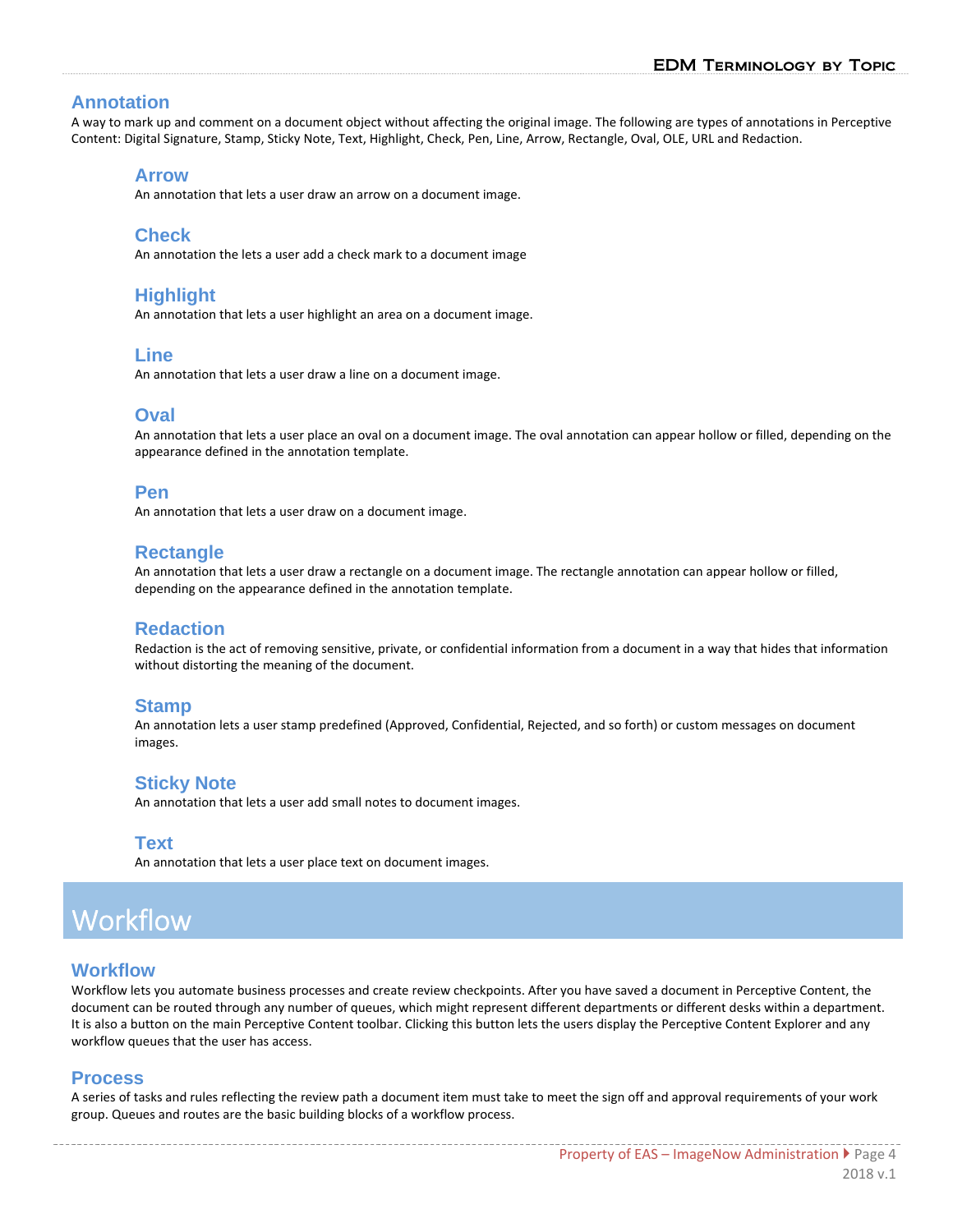## Annotation

A way to mark up and comment on a document object without affecting the original image. The following are types of annotations in Perceptive Content: Digital Signature, Stamp, Sticky Note, Text, Highlight, Check, Pen, Line, Arrow, Rectangle, Oval, OLE, URL and Redaction.

### Arrow

An annotation that lets a user draw an arrow on a document image.

### Check

An annotation the lets a user add a check mark to a document image

### Highlight

An annotation that lets a user highlight an area on a document image.

### Line

An annotation that lets a user draw a line on a document image.

### Oval

An annotation that lets a user place an oval on a document image. The oval annotation can appear hollow or filled, depending on the appearance defined in the annotation template.

### Pen

An annotation that lets a user draw on a document image.

### Rectangle

An annotation that lets a user draw a rectangle on a document image. The rectangle annotation can appear hollow or filled, depending on the appearance defined in the annotation template.

### Redaction

Redaction is the act of removing sensitive, private, or confidential information from a document in a way that hides that information without distorting the meaning of the document.

### Stamp

An annotation lets a user stamp predefined (Approved, Confidential, Rejected, and so forth) or custom messages on document images.

### Sticky Note

An annotation that lets a user add small notes to document images.

### Text

An annotation that lets a user place text on document images.

# Workflow

## Workflow

Workflow lets you automate business processes and create review checkpoints. After you have saved a document in Perceptive Content, the document can be routed through any number of queues, which might represent different departments or different desks within a department. It is also a button on the main Perceptive Content toolbar. Clicking this button lets the users display the Perceptive Content Explorer and any workflow queues that the user has access.

## Process

A series of tasks and rules reflecting the review path a document item must take to meet the sign off and approval requirements of your work group. Queues and routes are the basic building blocks of a workflow process.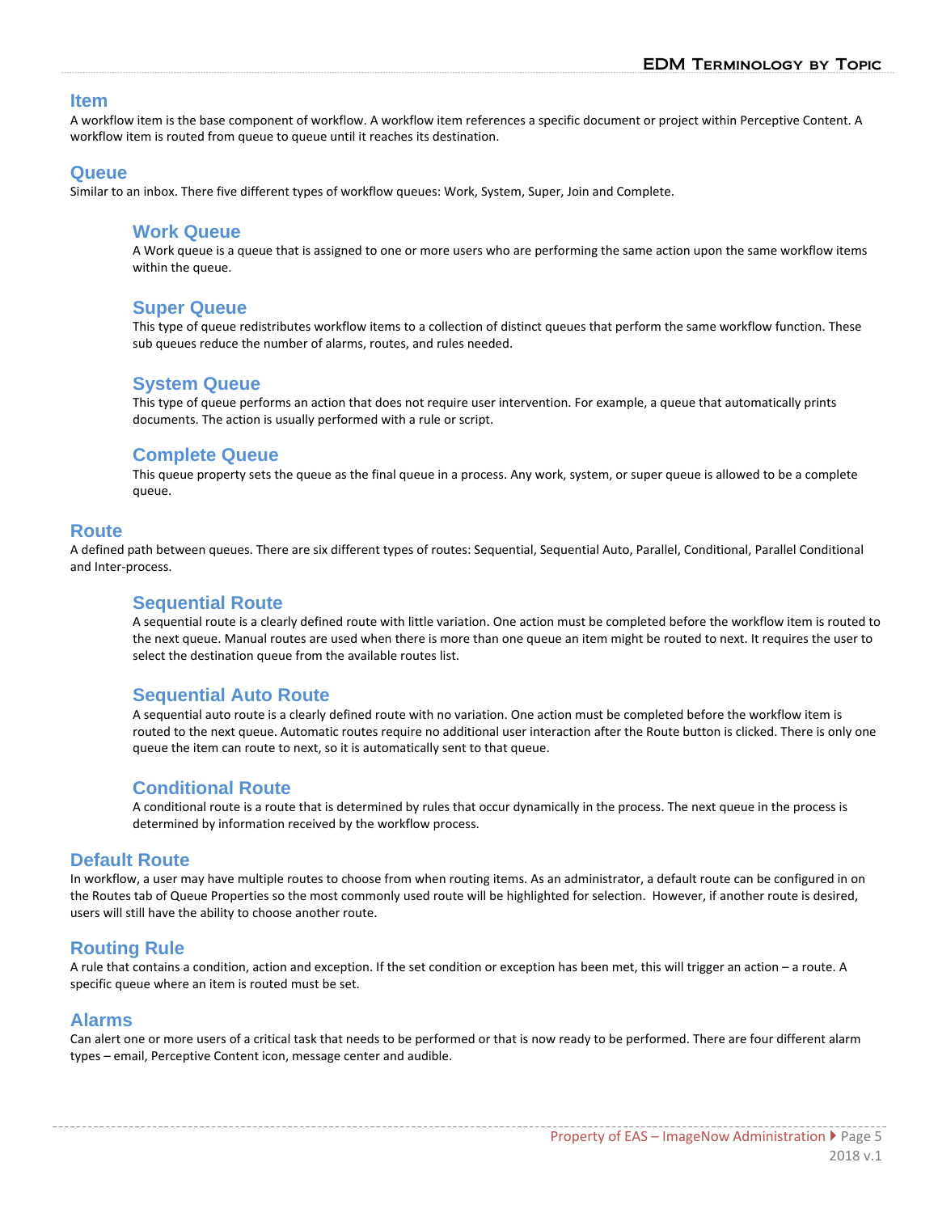## Item

A workflow item is the base component of workflow. A workflow item references a specific document or project within Perceptive Content. A workflow item is routed from queue to queue until it reaches its destination.

## Queue

Similar to an inbox. There five different types of workflow queues: Work, System, Super, Join and Complete.

### Work Queue

A Work queue is a queue that is assigned to one or more users who are performing the same action upon the same workflow items within the queue.

### Super Queue

This type of queue redistributes workflow items to a collection of distinct queues that perform the same workflow function. These sub queues reduce the number of alarms, routes, and rules needed.

### System Queue

This type of queue performs an action that does not require user intervention. For example, a queue that automatically prints documents. The action is usually performed with a rule or script.

### Complete Queue

This queue property sets the queue as the final queue in a process. Any work, system, or super queue is allowed to be a complete queue.

## Route

A defined path between queues. There are six different types of routes: Sequential, Sequential Auto, Parallel, Conditional, Parallel Conditional and Inter-process.

### Sequential Route

A sequential route is a clearly defined route with little variation. One action must be completed before the workflow item is routed to the next queue. Manual routes are used when there is more than one queue an item might be routed to next. It requires the user to select the destination queue from the available routes list.

### Sequential Auto Route

A sequential auto route is a clearly defined route with no variation. One action must be completed before the workflow item is routed to the next queue. Automatic routes require no additional user interaction after the Route button is clicked. There is only one queue the item can route to next, so it is automatically sent to that queue.

### Conditional Route

A conditional route is a route that is determined by rules that occur dynamically in the process. The next queue in the process is determined by information received by the workflow process.

## Default Route

In workflow, a user may have multiple routes to choose from when routing items. As an administrator, a default route can be configured in on the Routes tab of Queue Properties so the most commonly used route will be highlighted for selection. However, if another route is desired, users will still have the ability to choose another route.

## Routing Rule

A rule that contains a condition, action and exception. If the set condition or exception has been met, this will trigger an action – a route. A specific queue where an item is routed must be set.

## Alarms

Can alert one or more users of a critical task that needs to be performed or that is now ready to be performed. There are four different alarm types – email, Perceptive Content icon, message center and audible.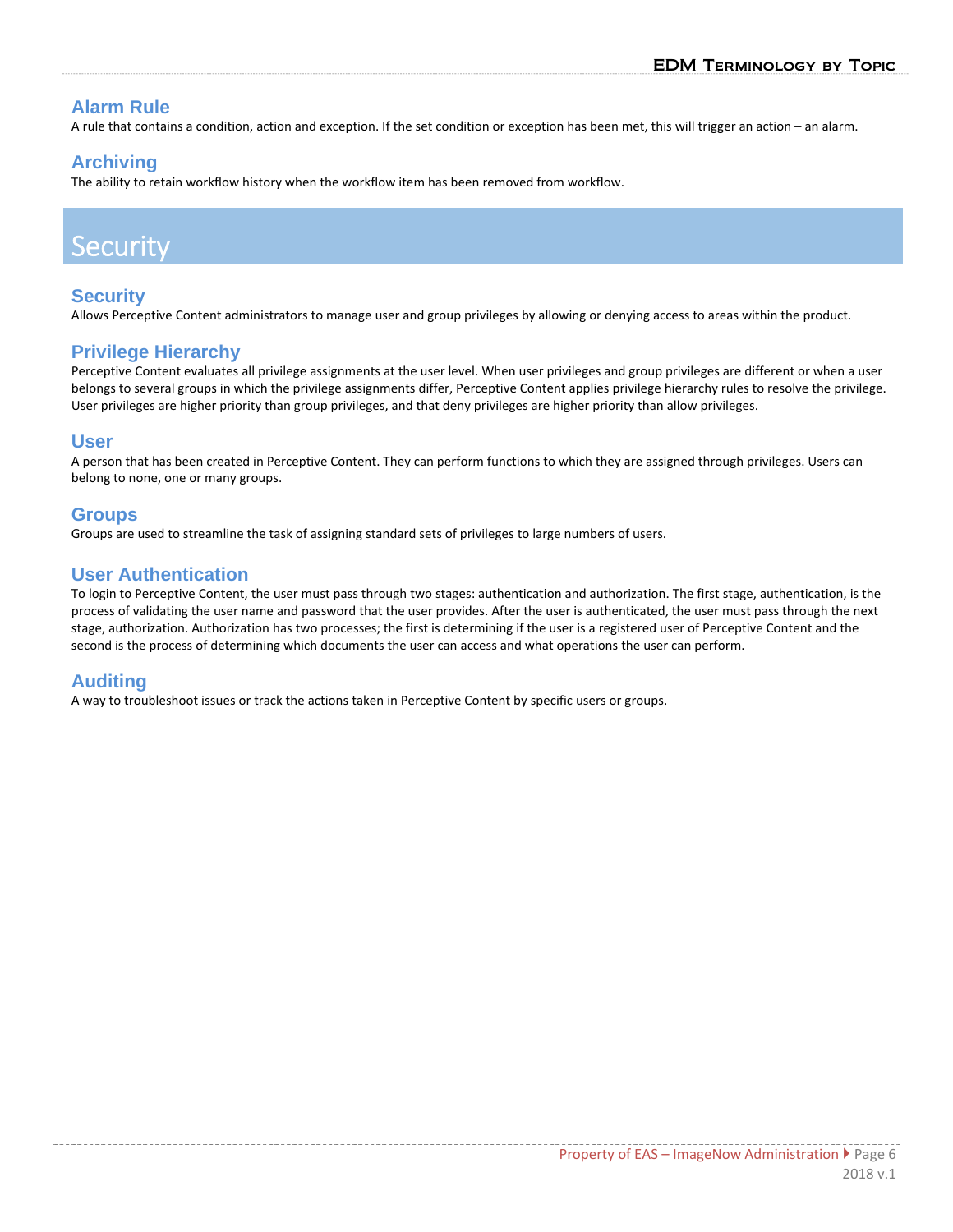### Alarm Rule

A rule that contains a condition, action and exception. If the set condition or exception has been met, this will trigger an action – an alarm.

### Archiving

The ability to retain workflow history when the workflow item has been removed from workflow.

# Security

### Security

Allows Perceptive Content administrators to manage user and group privileges by allowing or denying access to areas within the product.

### Privilege Hierarchy

Perceptive Content evaluates all privilege assignments at the user level. When user privileges and group privileges are different or when a user belongs to several groups in which the privilege assignments differ, Perceptive Content applies privilege hierarchy rules to resolve the privilege. User privileges are higher priority than group privileges, and that deny privileges are higher priority than allow privileges.

### User

A person that has been created in Perceptive Content. They can perform functions to which they are assigned through privileges. Users can belong to none, one or many groups.

### Groups

Groups are used to streamline the task of assigning standard sets of privileges to large numbers of users.

### User Authentication

To login to Perceptive Content, the user must pass through two stages: authentication and authorization. The first stage, authentication, is the process of validating the user name and password that the user provides. After the user is authenticated, the user must pass through the next stage, authorization. Authorization has two processes; the first is determining if the user is a registered user of Perceptive Content and the second is the process of determining which documents the user can access and what operations the user can perform.

### Auditing

A way to troubleshoot issues or track the actions taken in Perceptive Content by specific users or groups.